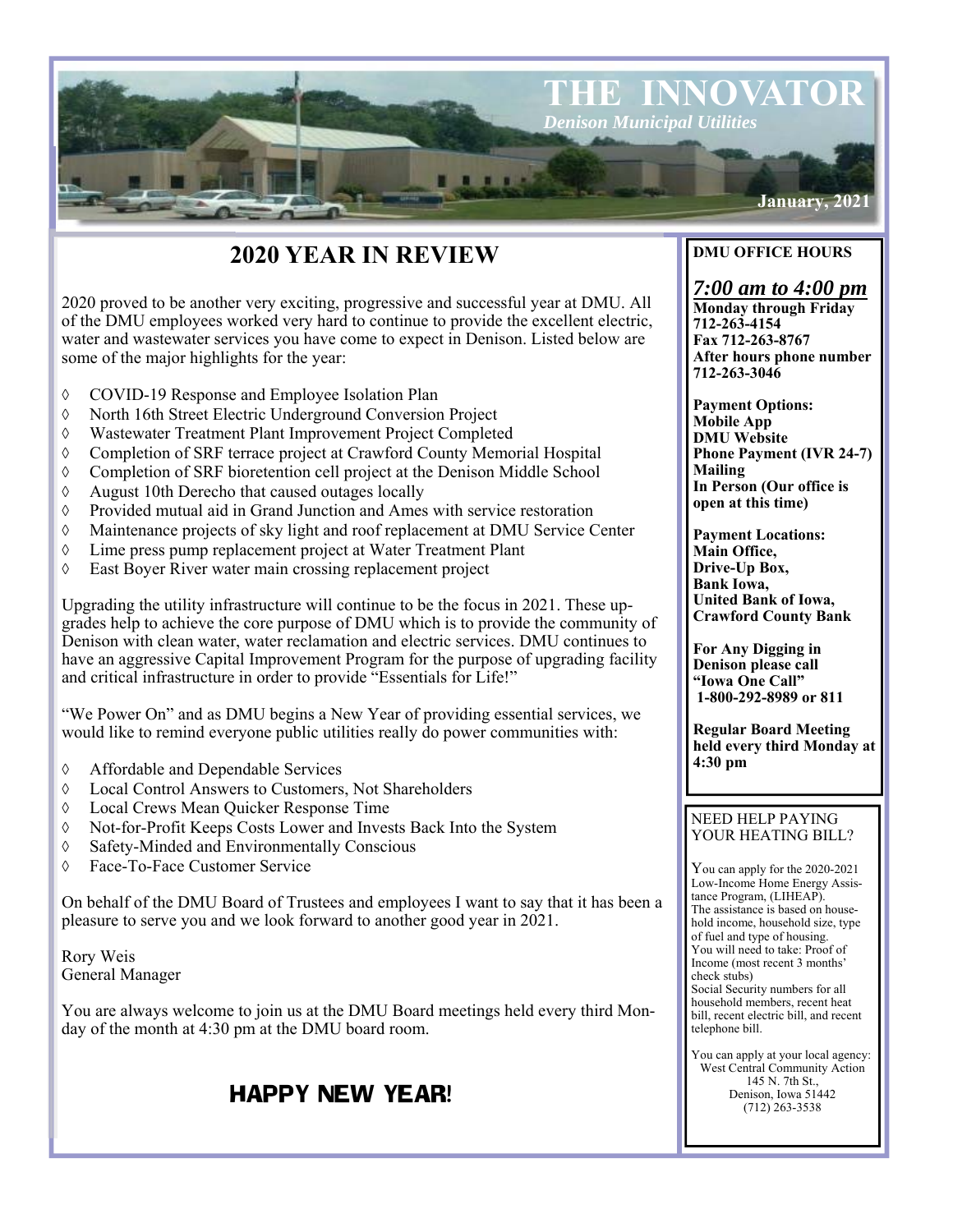# THE INNOVATOR

*Denison Municipal Utilities*

**January, 2021**

## 2020 YEAR IN REVIEW

2020 proved to be another very exciting, progressive and successful year at DMU. All of the DMU employees worked very hard to continue to provide the excellent electric, water and wastewater services you have come to expect in Denison. Listed below are some of the major highlights for the year:

- COVID-19 Response and Employee Isolation Plan
- North 16th Street Electric Underground Conversion Project
- Wastewater Treatment Plant Improvement Project Completed
- Completion of SRF terrace project at Crawford County Memorial Hospital
- Completion of SRF bioretention cell project at the Denison Middle School
- August 10th Derecho that caused outages locally
- Provided mutual aid in Grand Junction and Ames with service restoration
- Maintenance projects of sky light and roof replacement at DMU Service Center
- Lime press pump replacement project at Water Treatment Plant
- East Boyer River water main crossing replacement project

Upgrading the utility infrastructure will continue to be the focus in 2021. These upgrades help to achieve the core purpose of DMU which is to provide the community of Denison with clean water, water reclamation and electric services. DMU continues to have an aggressive Capital Improvement Program for the purpose of upgrading facility and critical infrastructure in order to provide "Essentials for Life!"

"We Power On" and as DMU begins a New Year of providing essential services, we would like to remind everyone public utilities really do power communities with:

- Affordable and Dependable Services
- Local Control Answers to Customers, Not Shareholders
- Local Crews Mean Quicker Response Time
- Not-for-Profit Keeps Costs Lower and Invests Back Into the System
- Safety-Minded and Environmentally Conscious
- Face-To-Face Customer Service

On behalf of the DMU Board of Trustees and employees I want to say that it has been a pleasure to serve you and we look forward to another good year in 2021.

Rory Weis
General Manager

You are always welcome to join us at the DMU Board meetings held every third Monday of the month at 4:30 pm at the DMU board room.

**HAPPY NEW YEAR!**

**DMU OFFICE HOURS**

***7:00 am to 4:00 pm***
**Monday through Friday**
**712-263-4154**
**Fax 712-263-8767**
**After hours phone number 712-263-3046**

**Payment Options:**
**Mobile App**
**DMU Website**
**Phone Payment (IVR 24-7)**
**Mailing**
**In Person (Our office is open at this time)**

**Payment Locations:**
**Main Office,**
**Drive-Up Box,**
**Bank Iowa,**
**United Bank of Iowa,**
**Crawford County Bank**

**For Any Digging in Denison please call "Iowa One Call" 1-800-292-8989 or 811**

**Regular Board Meeting held every third Monday at 4:30 pm**

NEED HELP PAYING YOUR HEATING BILL?

You can apply for the 2020-2021 Low-Income Home Energy Assistance Program, (LIHEAP). The assistance is based on household income, household size, type of fuel and type of housing. You will need to take: Proof of Income (most recent 3 months' check stubs) Social Security numbers for all household members, recent heat bill, recent electric bill, and recent telephone bill.

You can apply at your local agency:
West Central Community Action
145 N. 7th St.,
Denison, Iowa 51442
(712) 263-3538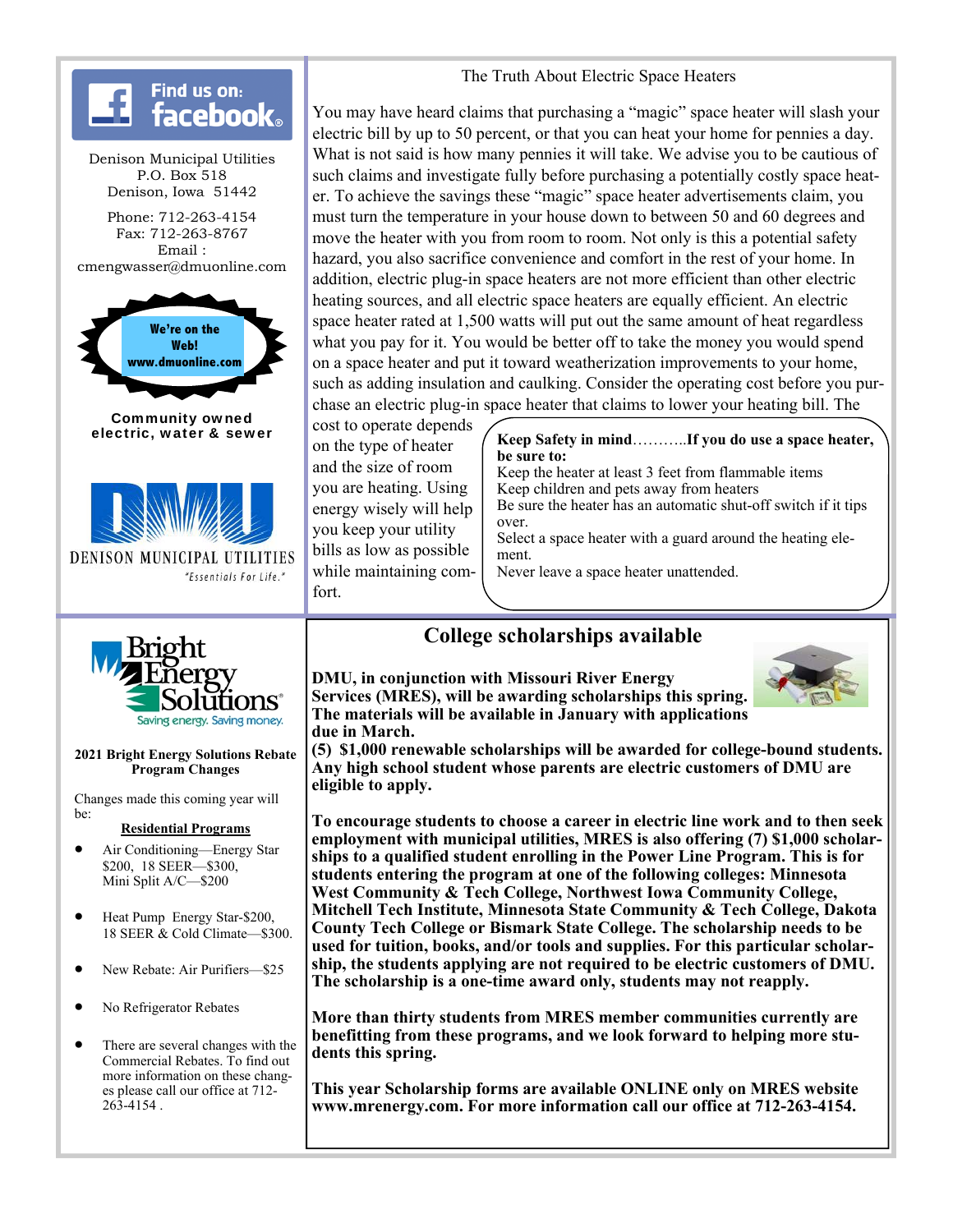Find us on: facebook

Denison Municipal Utilities
P.O. Box 518
Denison, Iowa 51442

Phone: 712-263-4154
Fax: 712-263-8767
Email :
cmengwasser@dmuonline.com

We're on the Web!
www.dmuonline.com

**Community owned electric, water & sewer**

DENISON MUNICIPAL UTILITIES
"Essentials For Life."

## The Truth About Electric Space Heaters

You may have heard claims that purchasing a "magic" space heater will slash your electric bill by up to 50 percent, or that you can heat your home for pennies a day. What is not said is how many pennies it will take. We advise you to be cautious of such claims and investigate fully before purchasing a potentially costly space heater. To achieve the savings these "magic" space heater advertisements claim, you must turn the temperature in your house down to between 50 and 60 degrees and move the heater with you from room to room. Not only is this a potential safety hazard, you also sacrifice convenience and comfort in the rest of your home. In addition, electric plug-in space heaters are not more efficient than other electric heating sources, and all electric space heaters are equally efficient. An electric space heater rated at 1,500 watts will put out the same amount of heat regardless what you pay for it. You would be better off to take the money you would spend on a space heater and put it toward weatherization improvements to your home, such as adding insulation and caulking. Consider the operating cost before you purchase an electric plug-in space heater that claims to lower your heating bill. The cost to operate depends on the type of heater and the size of room you are heating. Using energy wisely will help you keep your utility bills as low as possible while maintaining comfort.

**Keep Safety in mind**………..**If you do use a space heater, be sure to:**

Keep the heater at least 3 feet from flammable items
Keep children and pets away from heaters
Be sure the heater has an automatic shut-off switch if it tips over.
Select a space heater with a guard around the heating element.
Never leave a space heater unattended.

Bright Energy Solutions
Saving energy. Saving money.

**2021 Bright Energy Solutions Rebate Program Changes**

Changes made this coming year will be:

**Residential Programs**

- Air Conditioning—Energy Star $200, 18 SEER—$300, Mini Split A/C—$200
- Heat Pump Energy Star-$200, 18 SEER & Cold Climate—$300.
- New Rebate: Air Purifiers—$25
- No Refrigerator Rebates
- There are several changes with the Commercial Rebates. To find out more information on these changes please call our office at 712-263-4154 .

## College scholarships available

**DMU, in conjunction with Missouri River Energy Services (MRES), will be awarding scholarships this spring. The materials will be available in January with applications due in March.**

**(5) $1,000 renewable scholarships will be awarded for college-bound students. Any high school student whose parents are electric customers of DMU are eligible to apply.**

**To encourage students to choose a career in electric line work and to then seek employment with municipal utilities, MRES is also offering (7) $1,000 scholarships to a qualified student enrolling in the Power Line Program. This is for students entering the program at one of the following colleges: Minnesota West Community & Tech College, Northwest Iowa Community College, Mitchell Tech Institute, Minnesota State Community & Tech College, Dakota County Tech College or Bismark State College. The scholarship needs to be used for tuition, books, and/or tools and supplies. For this particular scholarship, the students applying are not required to be electric customers of DMU. The scholarship is a one-time award only, students may not reapply.**

**More than thirty students from MRES member communities currently are benefitting from these programs, and we look forward to helping more students this spring.**

**This year Scholarship forms are available ONLINE only on MRES website www.mrenergy.com. For more information call our office at 712-263-4154.**